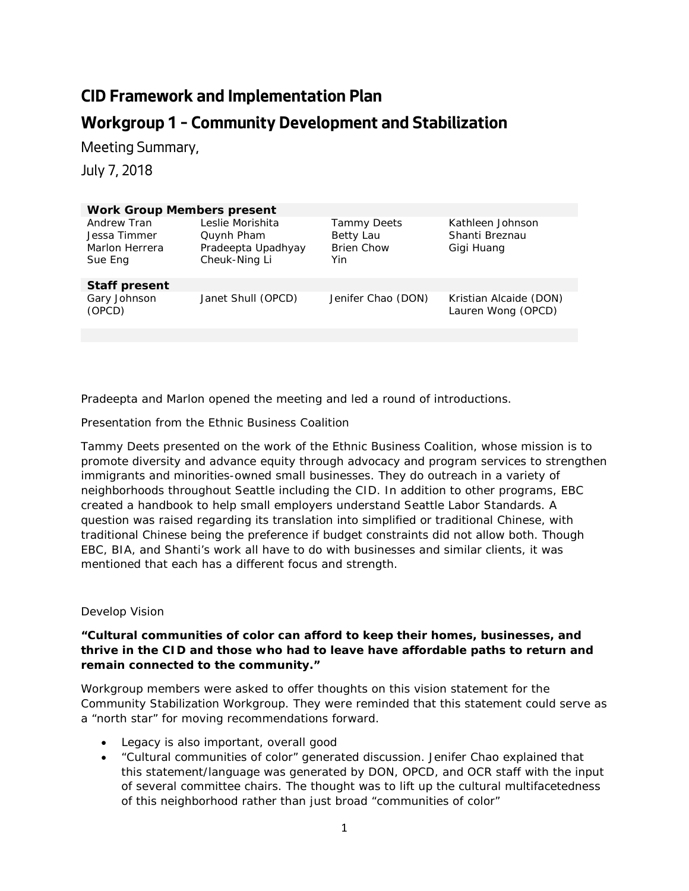# CID Framework and Implementation Plan

## Workgroup 1 – Community Development and Stabilization

Meeting Summary,

July 7, 2018

| **Work Group Members present** | | | |
|---|---|---|---|
| Andrew Tran | Leslie Morishita | Tammy Deets | Kathleen Johnson |
| Jessa Timmer | Quynh Pham | Betty Lau | Shanti Breznau |
| Marlon Herrera | Pradeepta Upadhyay | Brien Chow | Gigi Huang |
| Sue Eng | Cheuk-Ning Li | Yin | |
| **Staff present** | | | |
| Gary Johnson (OPCD) | Janet Shull (OPCD) | Jenifer Chao (DON) | Kristian Alcaide (DON) Lauren Wong (OPCD) |

Pradeepta and Marlon opened the meeting and led a round of introductions.

Presentation from the Ethnic Business Coalition

Tammy Deets presented on the work of the Ethnic Business Coalition, whose mission is to promote diversity and advance equity through advocacy and program services to strengthen immigrants and minorities-owned small businesses. They do outreach in a variety of neighborhoods throughout Seattle including the CID. In addition to other programs, EBC created a handbook to help small employers understand Seattle Labor Standards. A question was raised regarding its translation into simplified or traditional Chinese, with traditional Chinese being the preference if budget constraints did not allow both. Though EBC, BIA, and Shanti's work all have to do with businesses and similar clients, it was mentioned that each has a different focus and strength.

Develop Vision

**"Cultural communities of color can afford to keep their homes, businesses, and thrive in the CID and those who had to leave have affordable paths to return and remain connected to the community."**

Workgroup members were asked to offer thoughts on this vision statement for the Community Stabilization Workgroup. They were reminded that this statement could serve as a "north star" for moving recommendations forward.

- Legacy is also important, overall good
- "Cultural communities of color" generated discussion. Jenifer Chao explained that this statement/language was generated by DON, OPCD, and OCR staff with the input of several committee chairs. The thought was to lift up the cultural multifacetedness of this neighborhood rather than just broad "communities of color"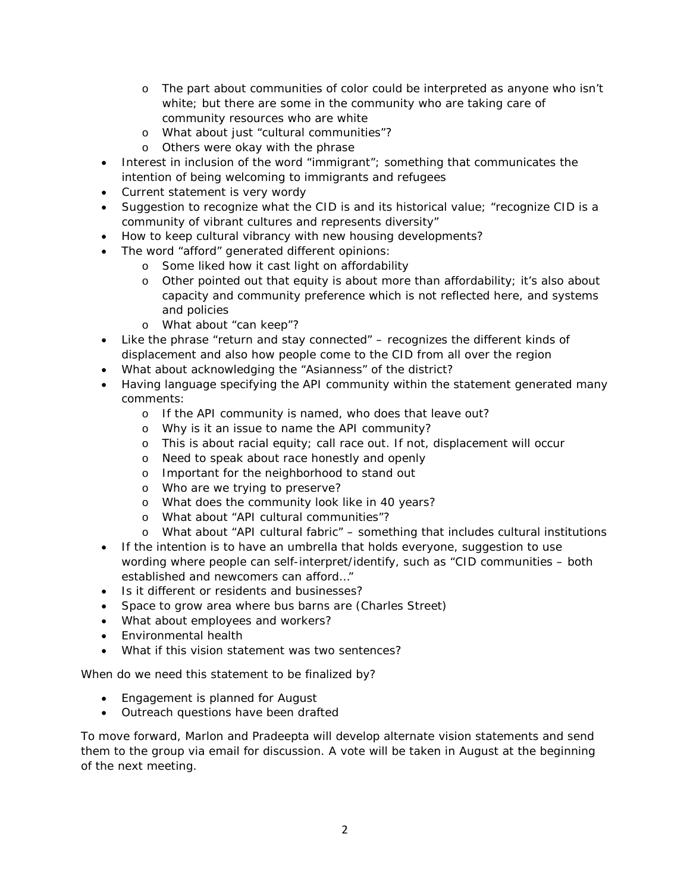- The part about communities of color could be interpreted as anyone who isn't white; but there are some in the community who are taking care of community resources who are white
    - What about just "cultural communities"?
    - Others were okay with the phrase
- Interest in inclusion of the word "immigrant"; something that communicates the intention of being welcoming to immigrants and refugees
- Current statement is very wordy
- Suggestion to recognize what the CID is and its historical value; "recognize CID is a community of vibrant cultures and represents diversity"
- How to keep cultural vibrancy with new housing developments?
- The word "afford" generated different opinions:
    - Some liked how it cast light on affordability
    - Other pointed out that equity is about more than affordability; it's also about capacity and community preference which is not reflected here, and systems and policies
    - What about "can keep"?
- Like the phrase "return and stay connected" – recognizes the different kinds of displacement and also how people come to the CID from all over the region
- What about acknowledging the "Asianness" of the district?
- Having language specifying the API community within the statement generated many comments:
    - If the API community is named, who does that leave out?
    - Why is it an issue to name the API community?
    - This is about racial equity; call race out. If not, displacement will occur
    - Need to speak about race honestly and openly
    - Important for the neighborhood to stand out
    - Who are we trying to preserve?
    - What does the community look like in 40 years?
    - What about "API cultural communities"?
    - What about "API cultural fabric" – something that includes cultural institutions
- If the intention is to have an umbrella that holds everyone, suggestion to use wording where people can self-interpret/identify, such as "CID communities – both established and newcomers can afford…"
- Is it different or residents and businesses?
- Space to grow area where bus barns are (Charles Street)
- What about employees and workers?
- Environmental health
- What if this vision statement was two sentences?

When do we need this statement to be finalized by?

- Engagement is planned for August
- Outreach questions have been drafted

To move forward, Marlon and Pradeepta will develop alternate vision statements and send them to the group via email for discussion. A vote will be taken in August at the beginning of the next meeting.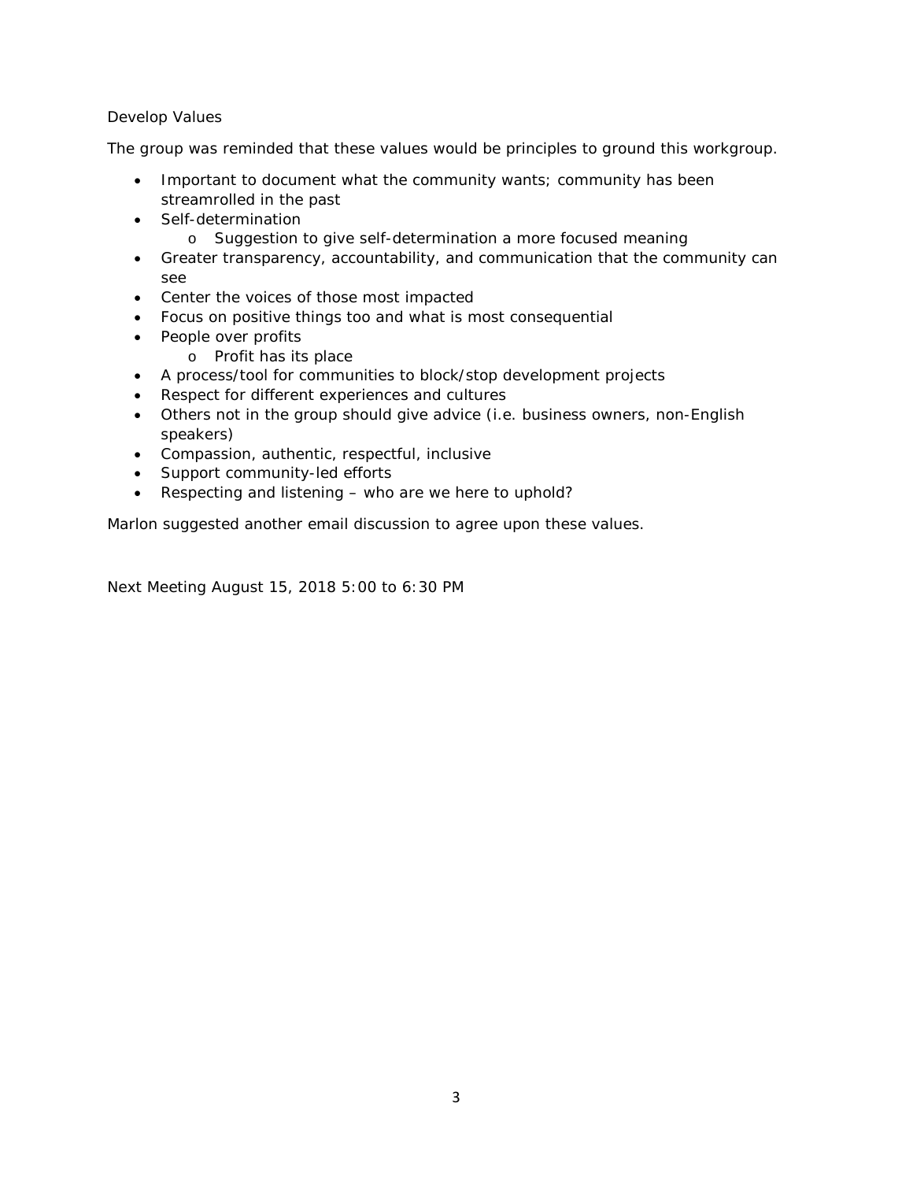## Develop Values

The group was reminded that these values would be principles to ground this workgroup.

- Important to document what the community wants; community has been streamrolled in the past
- Self-determination
  - Suggestion to give self-determination a more focused meaning
- Greater transparency, accountability, and communication that the community can see
- Center the voices of those most impacted
- Focus on positive things too and what is most consequential
- People over profits
  - Profit has its place
- A process/tool for communities to block/stop development projects
- Respect for different experiences and cultures
- Others not in the group should give advice (i.e. business owners, non-English speakers)
- Compassion, authentic, respectful, inclusive
- Support community-led efforts
- Respecting and listening – who are we here to uphold?

Marlon suggested another email discussion to agree upon these values.

Next Meeting August 15, 2018 5:00 to 6:30 PM